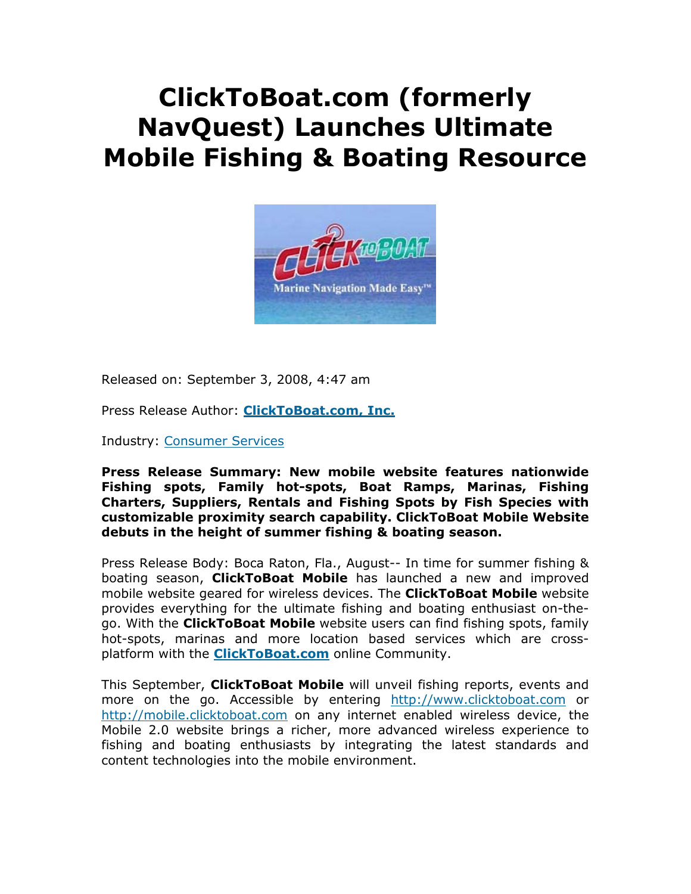# ClickToBoat.com (formerly NavQuest) Launches Ultimate Mobile Fishing & Boating Resource

Released on: September 3, 2008, 4:47 am

Press Release Author: **ClickToBoat.com, Inc.**

Industry: Consumer Services

**Press Release Summary: New mobile website features nationwide Fishing spots, Family hot-spots, Boat Ramps, Marinas, Fishing Charters, Suppliers, Rentals and Fishing Spots by Fish Species with customizable proximity search capability. ClickToBoat Mobile Website debuts in the height of summer fishing & boating season.**

Press Release Body: Boca Raton, Fla., August-- In time for summer fishing & boating season, **ClickToBoat Mobile** has launched a new and improved mobile website geared for wireless devices. The **ClickToBoat Mobile** website provides everything for the ultimate fishing and boating enthusiast on-the-go. With the **ClickToBoat Mobile** website users can find fishing spots, family hot-spots, marinas and more location based services which are cross-platform with the **ClickToBoat.com** online Community.

This September, **ClickToBoat Mobile** will unveil fishing reports, events and more on the go. Accessible by entering http://www.clicktoboat.com or http://mobile.clicktoboat.com on any internet enabled wireless device, the Mobile 2.0 website brings a richer, more advanced wireless experience to fishing and boating enthusiasts by integrating the latest standards and content technologies into the mobile environment.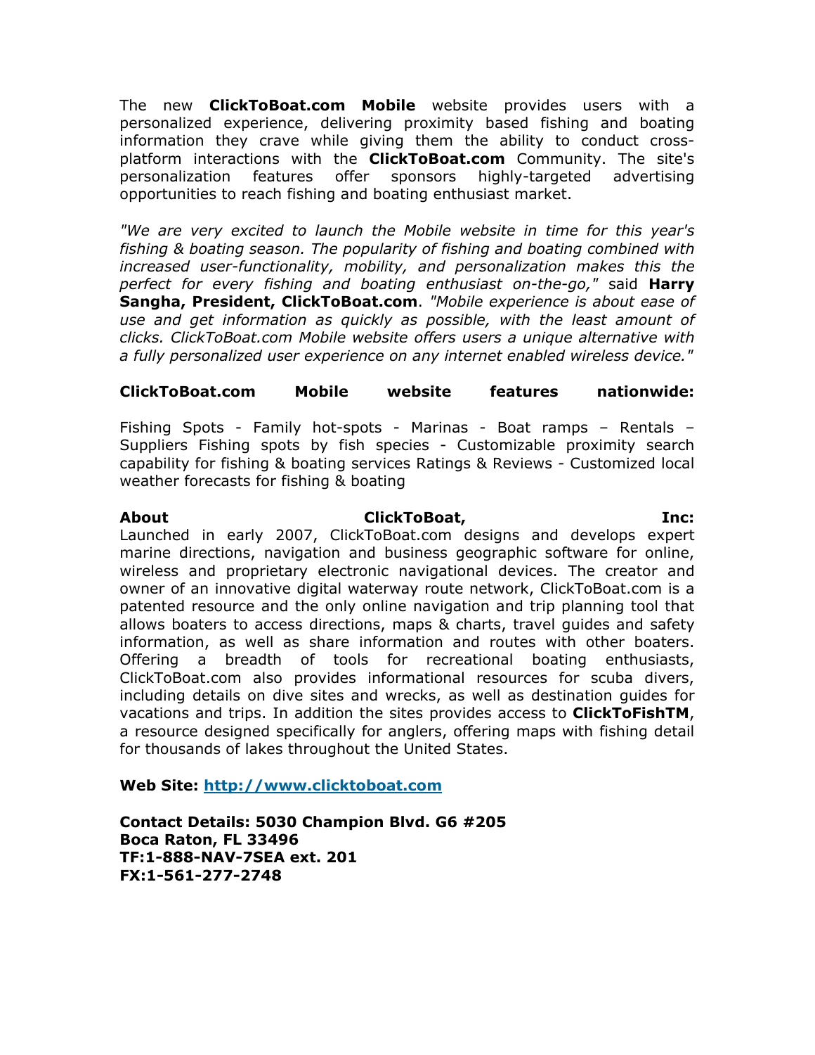The new **ClickToBoat.com Mobile** website provides users with a personalized experience, delivering proximity based fishing and boating information they crave while giving them the ability to conduct cross-platform interactions with the **ClickToBoat.com** Community. The site's personalization features offer sponsors highly-targeted advertising opportunities to reach fishing and boating enthusiast market.

*"We are very excited to launch the Mobile website in time for this year's fishing & boating season. The popularity of fishing and boating combined with increased user-functionality, mobility, and personalization makes this the perfect for every fishing and boating enthusiast on-the-go,"* said **Harry Sangha, President, ClickToBoat.com**. *"Mobile experience is about ease of use and get information as quickly as possible, with the least amount of clicks. ClickToBoat.com Mobile website offers users a unique alternative with a fully personalized user experience on any internet enabled wireless device."*

**ClickToBoat.com Mobile website features nationwide:**

Fishing Spots - Family hot-spots - Marinas - Boat ramps – Rentals – Suppliers Fishing spots by fish species - Customizable proximity search capability for fishing & boating services Ratings & Reviews - Customized local weather forecasts for fishing & boating

**About ClickToBoat, Inc:**
Launched in early 2007, ClickToBoat.com designs and develops expert marine directions, navigation and business geographic software for online, wireless and proprietary electronic navigational devices. The creator and owner of an innovative digital waterway route network, ClickToBoat.com is a patented resource and the only online navigation and trip planning tool that allows boaters to access directions, maps & charts, travel guides and safety information, as well as share information and routes with other boaters. Offering a breadth of tools for recreational boating enthusiasts, ClickToBoat.com also provides informational resources for scuba divers, including details on dive sites and wrecks, as well as destination guides for vacations and trips. In addition the sites provides access to **ClickToFishTM**, a resource designed specifically for anglers, offering maps with fishing detail for thousands of lakes throughout the United States.

**Web Site: http://www.clicktoboat.com**

**Contact Details: 5030 Champion Blvd. G6 #205**
**Boca Raton, FL 33496**
**TF:1-888-NAV-7SEA ext. 201**
**FX:1-561-277-2748**